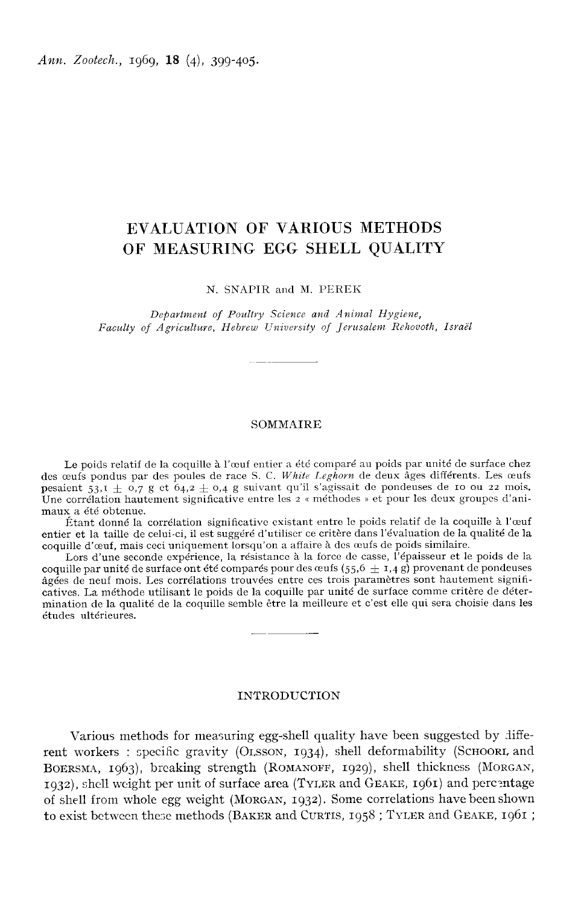# EVALUATION OF VARIOUS METHODS OF MEASURING EGG SHELL QUALITY

N. SNAPIR and M. PEREK

*Department of Poultry Science and Animal Hygiene, Faculty of Agriculture, Hebrew University of Jerusalem Rehovoth, Israël*

## SOMMAIRE

Le poids relatif de la coquille à l'œuf entier a été comparé au poids par unité de surface chez des œufs pondus par des poules de race S. C. *White Leghorn* de deux âges différents. Les œufs pesaient 53,1 ± 0,7 g et 64,2 ± 0,4 g suivant qu'il s'agissait de pondeuses de 10 ou 22 mois. Une corrélation hautement significative entre les 2 « méthodes » et pour les deux groupes d'animaux a été obtenue.

Étant donné la corrélation significative existant entre le poids relatif de la coquille à l'œuf entier et la taille de celui-ci, il est suggéré d'utiliser ce critère dans l'évaluation de la qualité de la coquille d'œuf, mais ceci uniquement lorsqu'on a affaire à des œufs de poids similaire.

Lors d'une seconde expérience, la résistance à la force de casse, l'épaisseur et le poids de la coquille par unité de surface ont été comparés pour des œufs (55,6 ± 1,4 g) provenant de pondeuses âgées de neuf mois. Les corrélations trouvées entre ces trois paramètres sont hautement significatives. La méthode utilisant le poids de la coquille par unité de surface comme critère de détermination de la qualité de la coquille semble être la meilleure et c'est elle qui sera choisie dans les études ultérieures.

## INTRODUCTION

Various methods for measuring egg-shell quality have been suggested by different workers : specific gravity (OLSSON, 1934), shell deformability (SCHOORL and BOERSMA, 1963), breaking strength (ROMANOFF, 1929), shell thickness (MORGAN, 1932), shell weight per unit of surface area (TYLER and GEAKE, 1961) and percentage of shell from whole egg weight (MORGAN, 1932). Some correlations have been shown to exist between these methods (BAKER and CURTIS, 1958 ; TYLER and GEAKE, 1961 ;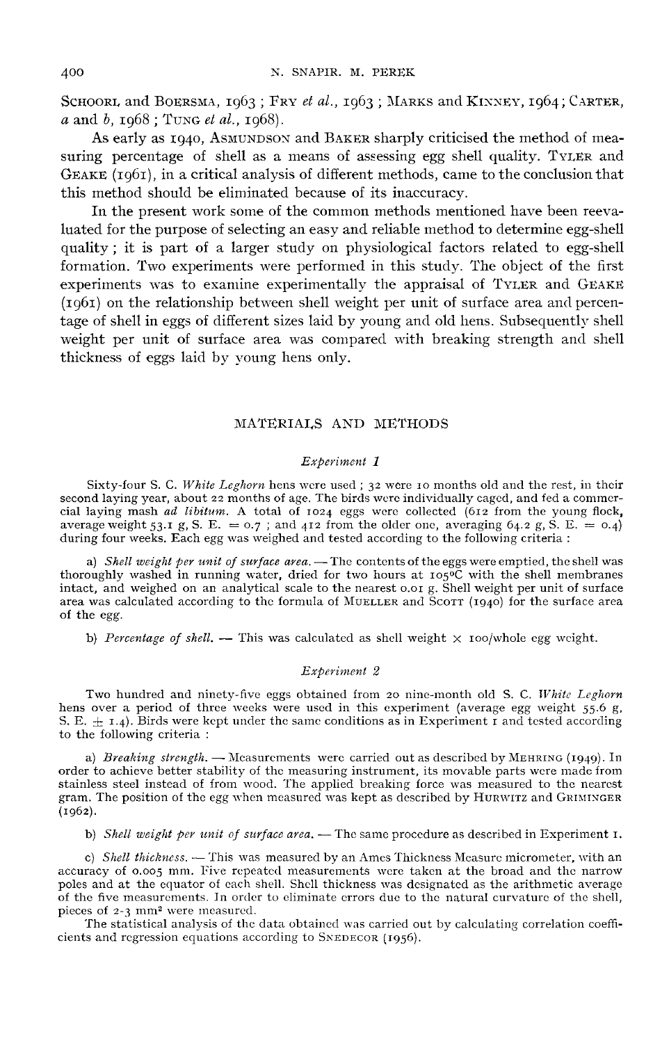SCHOORL and BOERSMA, 1963 ; FRY *et al.*, 1963 ; MARKS and KINNEY, 1964 ; CARTER, *a* and *b*, 1968 ; TUNG *et al.*, 1968).

As early as 1940, ASMUNDSON and BAKER sharply criticised the method of measuring percentage of shell as a means of assessing egg shell quality. TYLER and GEAKE (1961), in a critical analysis of different methods, came to the conclusion that this method should be eliminated because of its inaccuracy.

In the present work some of the common methods mentioned have been reevaluated for the purpose of selecting an easy and reliable method to determine egg-shell quality ; it is part of a larger study on physiological factors related to egg-shell formation. Two experiments were performed in this study. The object of the first experiments was to examine experimentally the appraisal of TYLER and GEAKE (1961) on the relationship between shell weight per unit of surface area and percentage of shell in eggs of different sizes laid by young and old hens. Subsequently shell weight per unit of surface area was compared with breaking strength and shell thickness of eggs laid by young hens only.

## MATERIALS AND METHODS

### *Experiment 1*

Sixty-four S. C. *White Leghorn* hens were used ; 32 were 10 months old and the rest, in their second laying year, about 22 months of age. The birds were individually caged, and fed a commercial laying mash *ad libitum*. A total of 1024 eggs were collected (612 from the young flock, average weight 53.1 g, S. E. = 0.7 ; and 412 from the older one, averaging 64.2 g, S. E. = 0.4) during four weeks. Each egg was weighed and tested according to the following criteria :

a) *Shell weight per unit of surface area.* — The contents of the eggs were emptied, the shell was thoroughly washed in running water, dried for two hours at 105°C with the shell membranes intact, and weighed on an analytical scale to the nearest 0.01 g. Shell weight per unit of surface area was calculated according to the formula of MUELLER and SCOTT (1940) for the surface area of the egg.

b) *Percentage of shell.* — This was calculated as shell weight × 100/whole egg weight.

### *Experiment 2*

Two hundred and ninety-five eggs obtained from 20 nine-month old S. C. *White Leghorn* hens over a period of three weeks were used in this experiment (average egg weight 55.6 g, S. E. ± 1.4). Birds were kept under the same conditions as in Experiment 1 and tested according to the following criteria :

a) *Breaking strength.* — Measurements were carried out as described by MEHRING (1949). In order to achieve better stability of the measuring instrument, its movable parts were made from stainless steel instead of from wood. The applied breaking force was measured to the nearest gram. The position of the egg when measured was kept as described by HURWITZ and GRIMINGER (1962).

b) *Shell weight per unit of surface area.* — The same procedure as described in Experiment 1.

c) *Shell thickness.* — This was measured by an Ames Thickness Measure micrometer, with an accuracy of 0.005 mm. Five repeated measurements were taken at the broad and the narrow poles and at the equator of each shell. Shell thickness was designated as the arithmetic average of the five measurements. In order to eliminate errors due to the natural curvature of the shell, pieces of 2-3 $mm^2$ were measured.

The statistical analysis of the data obtained was carried out by calculating correlation coefficients and regression equations according to SNEDECOR (1956).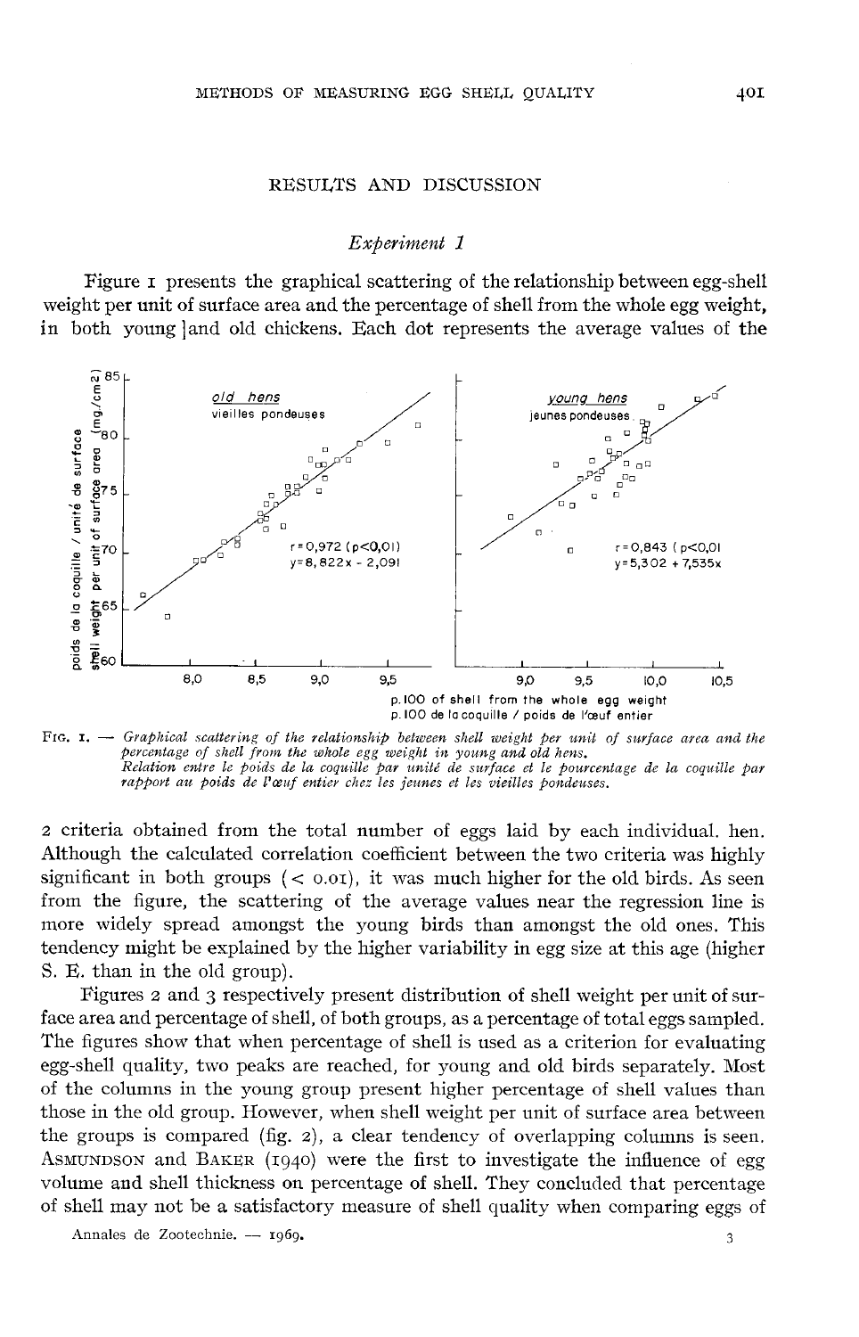## RESULTS AND DISCUSSION

### *Experiment 1*

Figure 1 presents the graphical scattering of the relationship between egg-shell weight per unit of surface area and the percentage of shell from the whole egg weight, in both young ]and old chickens. Each dot represents the average values of the 2 criteria obtained from the total number of eggs laid by each individual. hen.

FIG. 1. — *Graphical scattering of the relationship between shell weight per unit of surface area and the percentage of shell from the whole egg weight in young and old hens.*
*Relation entre le poids de la coquille par unité de surface et le pourcentage de la coquille par rapport au poids de l'œuf entier chez les jeunes et les vieilles pondeuses.*

Although the calculated correlation coefficient between the two criteria was highly significant in both groups (< 0.01), it was much higher for the old birds. As seen from the figure, the scattering of the average values near the regression line is more widely spread amongst the young birds than amongst the old ones. This tendency might be explained by the higher variability in egg size at this age (higher S. E. than in the old group).

Figures 2 and 3 respectively present distribution of shell weight per unit of surface area and percentage of shell, of both groups, as a percentage of total eggs sampled. The figures show that when percentage of shell is used as a criterion for evaluating egg-shell quality, two peaks are reached, for young and old birds separately. Most of the columns in the young group present higher percentage of shell values than those in the old group. However, when shell weight per unit of surface area between the groups is compared (fig. 2), a clear tendency of overlapping columns is seen. ASMUNDSON and BAKER (1940) were the first to investigate the influence of egg volume and shell thickness on percentage of shell. They concluded that percentage of shell may not be a satisfactory measure of shell quality when comparing eggs of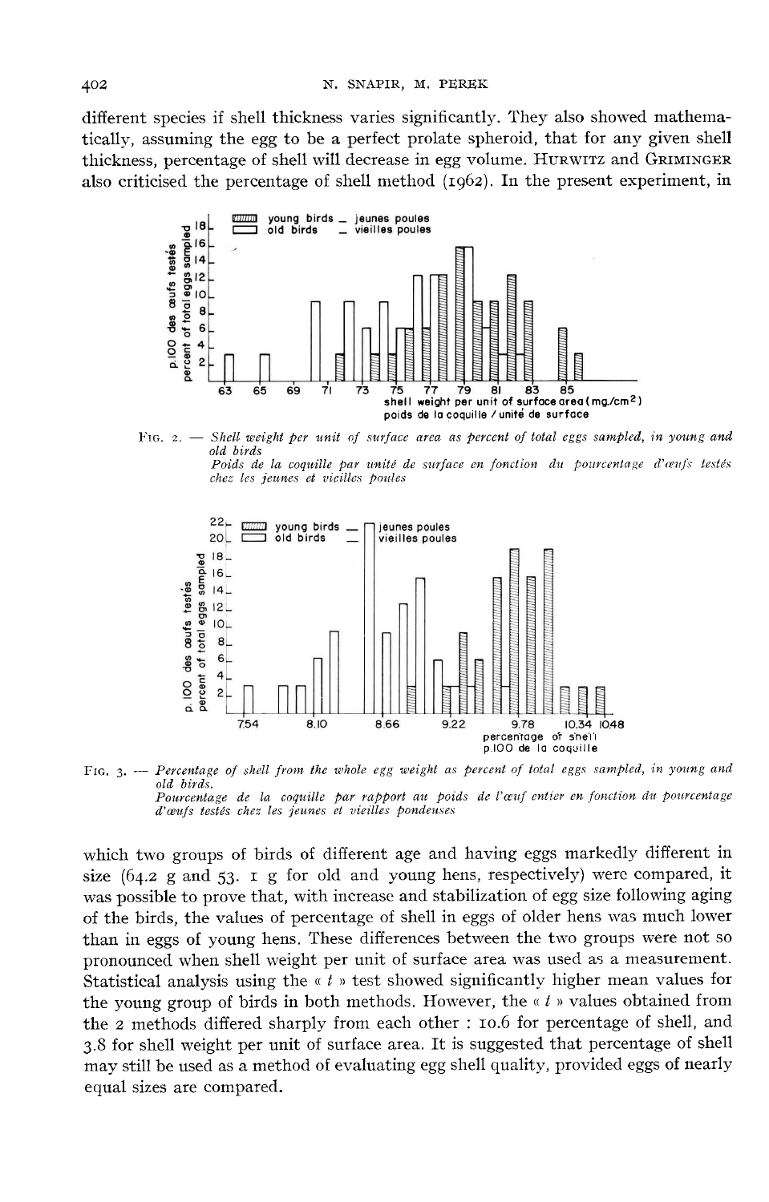different species if shell thickness varies significantly. They also showed mathematically, assuming the egg to be a perfect prolate spheroid, that for any given shell thickness, percentage of shell will decrease in egg volume. HURWITZ and GRIMINGER also criticised the percentage of shell method (1962). In the present experiment, in

FIG. 2. — *Shell weight per unit of surface area as percent of total eggs sampled, in young and old birds*
*Poids de la coquille par unité de surface en fonction du pourcentage d'œufs testés chez les jeunes et vieilles poules*

FIG. 3. — *Percentage of shell from the whole egg weight as percent of total eggs sampled, in young and old birds.*
*Pourcentage de la coquille par rapport au poids de l'œuf entier en fonction du pourcentage d'œufs testés chez les jeunes et vieilles pondeuses*

which two groups of birds of different age and having eggs markedly different in size (64.2 g and 53. 1 g for old and young hens, respectively) were compared, it was possible to prove that, with increase and stabilization of egg size following aging of the birds, the values of percentage of shell in eggs of older hens was much lower than in eggs of young hens. These differences between the two groups were not so pronounced when shell weight per unit of surface area was used as a measurement. Statistical analysis using the « $t$ » test showed significantly higher mean values for the young group of birds in both methods. However, the « $t$ » values obtained from the 2 methods differed sharply from each other : 10.6 for percentage of shell, and 3.8 for shell weight per unit of surface area. It is suggested that percentage of shell may still be used as a method of evaluating egg shell quality, provided eggs of nearly equal sizes are compared.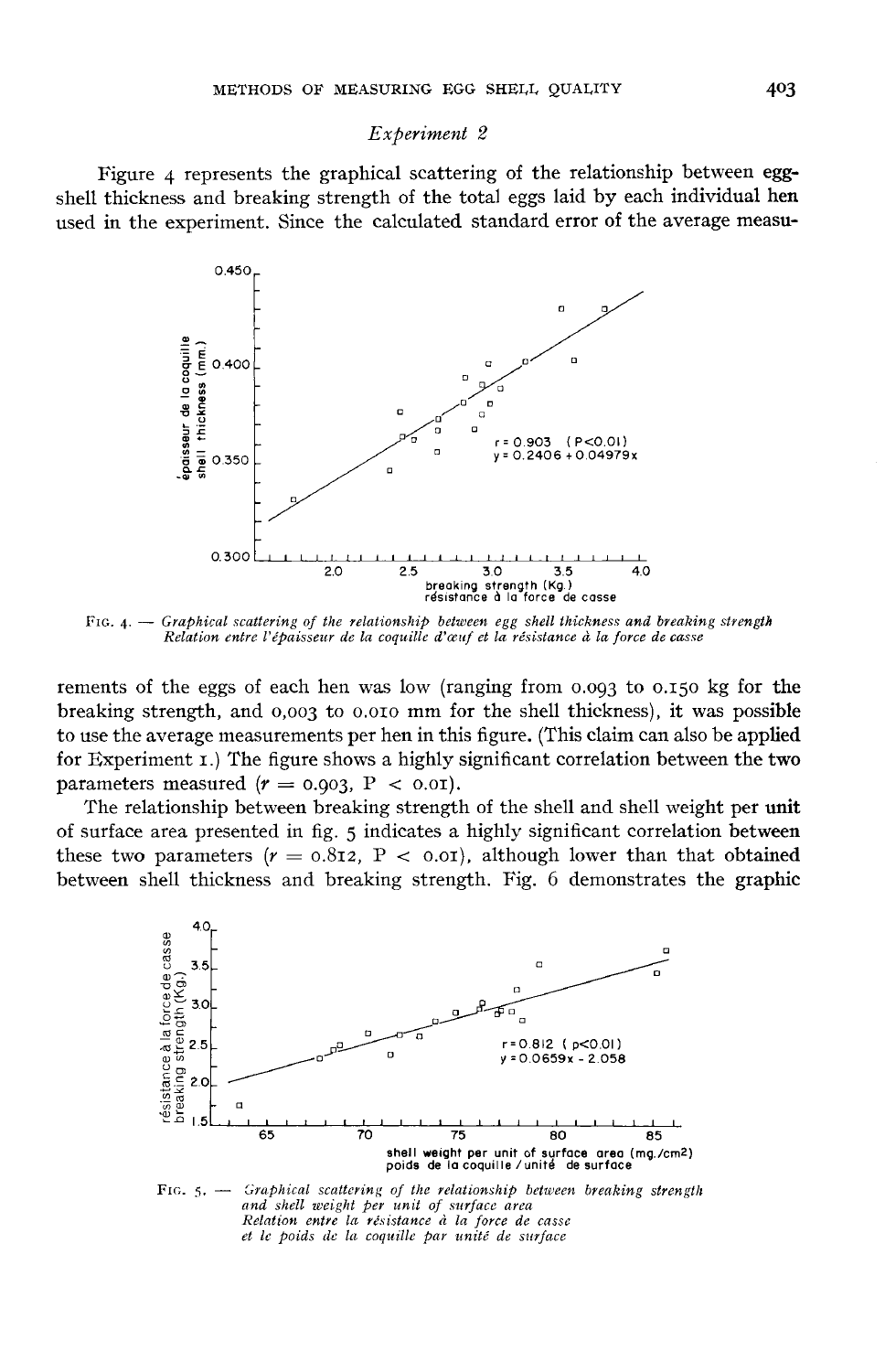*Experiment 2*

Figure 4 represents the graphical scattering of the relationship between egg-shell thickness and breaking strength of the total eggs laid by each individual hen used in the experiment. Since the calculated standard error of the average measurements of the eggs of each hen was low (ranging from 0.093 to 0.150 kg for the breaking strength, and 0,003 to 0.010 mm for the shell thickness), it was possible to use the average measurements per hen in this figure. (This claim can also be applied for Experiment 1.) The figure shows a highly significant correlation between the two parameters measured ($r = 0.903$, $P < 0.01$).

FIG. 4. — *Graphical scattering of the relationship between egg shell thickness and breaking strength*
*Relation entre l'épaisseur de la coquille d'œuf et la résistance à la force de casse*

The relationship between breaking strength of the shell and shell weight per unit of surface area presented in fig. 5 indicates a highly significant correlation between these two parameters ($r = 0.812$, $P < 0.01$), although lower than that obtained between shell thickness and breaking strength. Fig. 6 demonstrates the graphic

FIG. 5. — *Graphical scattering of the relationship between breaking strength and shell weight per unit of surface area*
*Relation entre la résistance à la force de casse et le poids de la coquille par unité de surface*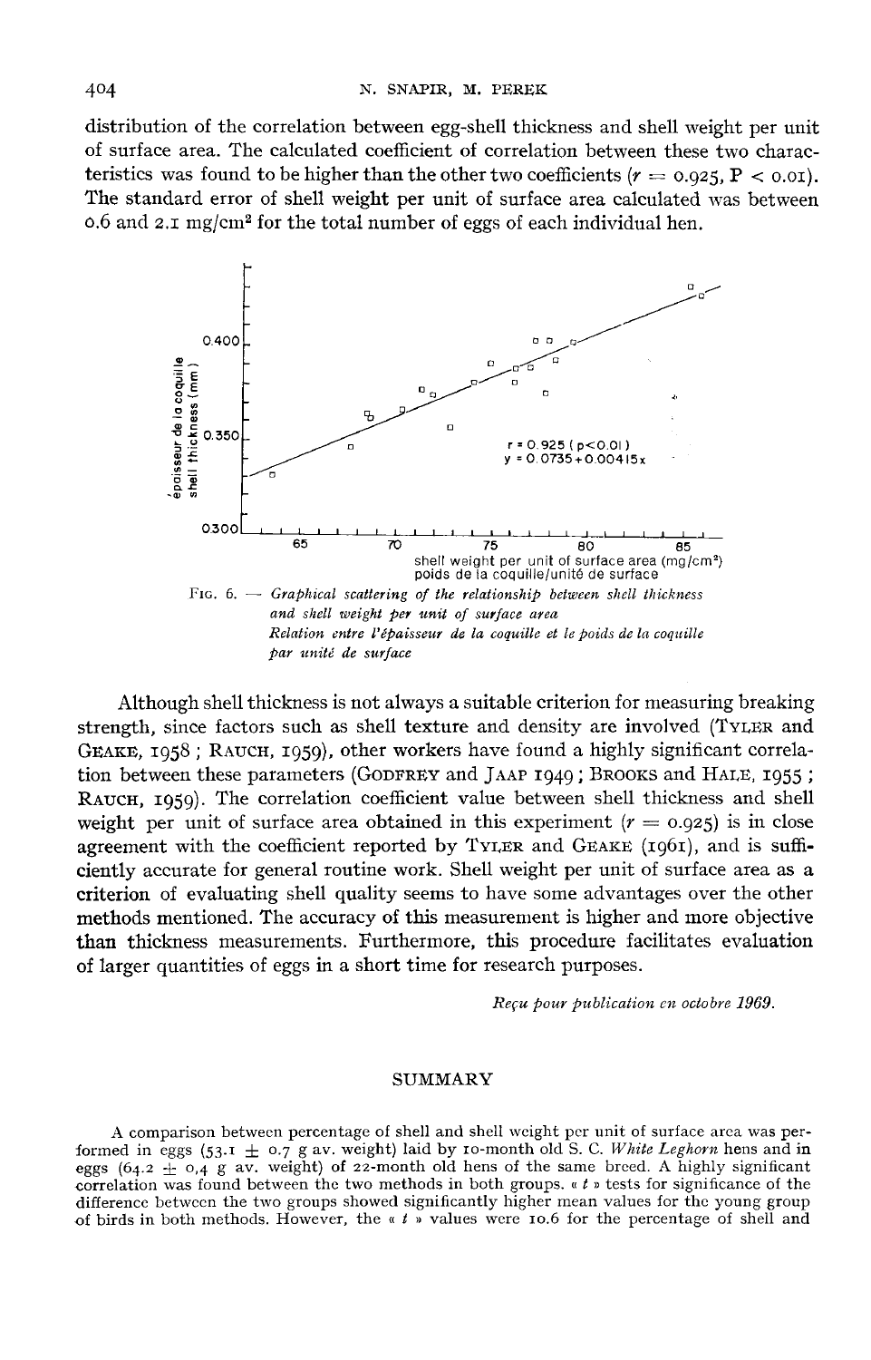distribution of the correlation between egg-shell thickness and shell weight per unit of surface area. The calculated coefficient of correlation between these two characteristics was found to be higher than the other two coefficients ($r = 0.925$, $P < 0.01$). The standard error of shell weight per unit of surface area calculated was between 0.6 and 2.1 mg/cm² for the total number of eggs of each individual hen.

FIG. 6. — *Graphical scattering of the relationship between shell thickness and shell weight per unit of surface area*
*Relation entre l'épaisseur de la coquille et le poids de la coquille par unité de surface*

Although shell thickness is not always a suitable criterion for measuring breaking strength, since factors such as shell texture and density are involved (TYLER and GEAKE, 1958 ; RAUCH, 1959), other workers have found a highly significant correlation between these parameters (GODFREY and JAAP 1949 ; BROOKS and HALE, 1955 ; RAUCH, 1959). The correlation coefficient value between shell thickness and shell weight per unit of surface area obtained in this experiment ($r = 0.925$) is in close agreement with the coefficient reported by TYLER and GEAKE (1961), and is sufficiently accurate for general routine work. Shell weight per unit of surface area as a criterion of evaluating shell quality seems to have some advantages over the other methods mentioned. The accuracy of this measurement is higher and more objective than thickness measurements. Furthermore, this procedure facilitates evaluation of larger quantities of eggs in a short time for research purposes.

*Reçu pour publication en octobre 1969.*

## SUMMARY

A comparison between percentage of shell and shell weight per unit of surface area was performed in eggs (53.1 ± 0.7 g av. weight) laid by 10-month old S. C. *White Leghorn* hens and in eggs (64.2 ± 0,4 g av. weight) of 22-month old hens of the same breed. A highly significant correlation was found between the two methods in both groups. « $t$ » tests for significance of the difference between the two groups showed significantly higher mean values for the young group of birds in both methods. However, the « $t$ » values were 10.6 for the percentage of shell and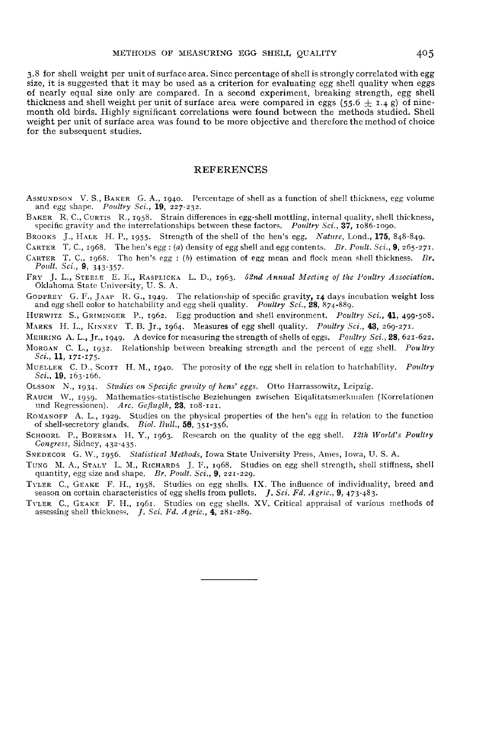3.8 for shell weight per unit of surface area. Since percentage of shell is strongly correlated with egg size, it is suggested that it may be used as a criterion for evaluating egg shell quality when eggs of nearly equal size only are compared. In a second experiment, breaking strength, egg shell thickness and shell weight per unit of surface area were compared in eggs ($55.6 \pm 1.4$ g) of nine-month old birds. Highly significant correlations were found between the methods studied. Shell weight per unit of surface area was found to be more objective and therefore the method of choice for the subsequent studies.

## REFERENCES

ASMUNDSON V. S., BAKER G. A., 1940. Percentage of shell as a function of shell thickness, egg volume and egg shape. *Poultry Sci.*, **19**, 227-232.

BAKER R. C., CURTIS R., 1958. Strain differences in egg-shell mottling, internal quality, shell thickness, specific gravity and the interrelationships between these factors. *Poultry Sci.*, **37**, 1086-1090.

BROOKS J., HALE H. P., 1955. Strength of the shell of the hen's egg. *Nature*, Lond., **175**, 848-849.

CARTER T. C., 1968. The hen's egg : (*a*) density of egg shell and egg contents. *Br. Poult. Sci.*, **9**, 265-271.

CARTER T. C., 1968. The hen's egg : (*b*) estimation of egg mean and flock mean shell thickness. *Br. Poult. Sci.*, **9**, 343-357.

FRY J. L., STEELE E. E., RASPLICKA L. D., 1963. *52nd Annual Meeting of the Poultry Association.* Oklahoma State University, U. S. A.

GODFREY G. F., JAAP R. G., 1949. The relationship of specific gravity, 14 days incubation weight loss and egg shell color to hatchability and egg shell quality. *Poultry Sci.*, **28**, 874-889.

HURWITZ S., GRIMINGER P., 1962. Egg production and shell environment. *Poultry Sci.*, **41**, 499-508.

MARKS H. L., KINNEY T. B. Jr., 1964. Measures of egg shell quality. *Poultry Sci.*, **43**, 269-271.

MEHRING A. L., Jr., 1949. A device for measuring the strength of shells of eggs. *Poultry Sci.*, **28**, 621-622.

MORGAN C. L., 1932. Relationship between breaking strength and the percent of egg shell. *Poultry Sci.*, **11**, 171-175.

MUELLER C. D., SCOTT H. M., 1940. The porosity of the egg shell in relation to hatchability. *Poultry Sci.*, **19**, 163-166.

OLSSON N., 1934. *Studies on Specific gravity of hens' eggs.* Otto Harrassowitz, Leipzig.

RAUCH W., 1959. Mathematics-statistische Beziehungen zwischen Eiqalitatsmerkmalen (Korrelationen und Regressionen). *Arc. Gefluglk*, **23**, 108-121.

ROMANOFF A. L., 1929. Studies on the physical properties of the hen's egg in relation to the function of shell-secretory glands. *Biol. Bull.*, **56**, 351-356.

SCHOORL P., BOERSMA H. Y., 1963. Research on the quality of the egg shell. *12th World's Poultry Congress*, Sidney, 432-435.

SNEDECOR G. W., 1956. *Statistical Methods*, Iowa State University Press, Ames, Iowa, U. S. A.

TUNG M. A., STALY L. M., RICHARDS J. F., 1968. Studies on egg shell strength, shell stiffness, shell quantity, egg size and shape. *Br. Poult. Sci.*, **9**, 221-229.

TYLER C., GEAKE F. H., 1958. Studies on egg shells. IX. The influence of individuality, breed and season on certain characteristics of egg shells from pullets. *J. Sci. Fd. Agric.*, **9**, 473-483.

TYLER C., GEAKE F. H., 1961. Studies on egg shells. XV. Critical appraisal of various methods of assessing shell thickness. *J. Sci. Fd. Agric.*, **4**, 281-289.